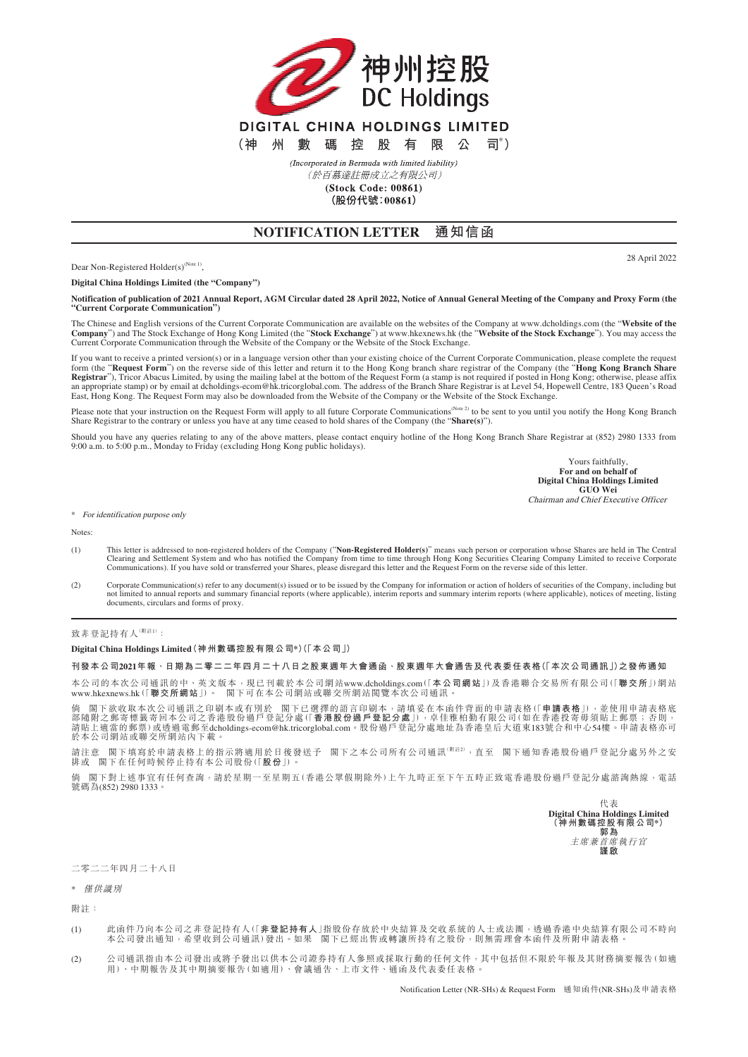神州控股
DC Holdings

# DIGITAL CHINA HOLDINGS LIMITED

# （神州數碼控股有限公司*）

*(Incorporated in Bermuda with limited liability)*
*（於百慕達註冊成立之有限公司）*

**(Stock Code: 00861)**
**（股份代號：00861）**

## NOTIFICATION LETTER 通知信函

28 April 2022

Dear Non-Registered Holder(s)[(Note 1)],

**Digital China Holdings Limited (the "Company")**

**Notification of publication of 2021 Annual Report, AGM Circular dated 28 April 2022, Notice of Annual General Meeting of the Company and Proxy Form (the "Current Corporate Communication")**

The Chinese and English versions of the Current Corporate Communication are available on the websites of the Company at www.dcholdings.com (the "**Website of the Company**") and The Stock Exchange of Hong Kong Limited (the "**Stock Exchange**") at www.hkexnews.hk (the "**Website of the Stock Exchange**"). You may access the Current Corporate Communication through the Website of the Company or the Website of the Stock Exchange.

If you want to receive a printed version(s) or in a language version other than your existing choice of the Current Corporate Communication, please complete the request form (the "**Request Form**") on the reverse side of this letter and return it to the Hong Kong branch share registrar of the Company (the "**Hong Kong Branch Share Registrar**"), Tricor Abacus Limited, by using the mailing label at the bottom of the Request Form (a stamp is not required if posted in Hong Kong; otherwise, please affix an appropriate stamp) or by email at dcholdings-ecom@hk.tricorglobal.com. The address of the Branch Share Registrar is at Level 54, Hopewell Centre, 183 Queen's Road East, Hong Kong. The Request Form may also be downloaded from the Website of the Company or the Website of the Stock Exchange.

Please note that your instruction on the Request Form will apply to all future Corporate Communications[(Note 2)] to be sent to you until you notify the Hong Kong Branch Share Registrar to the contrary or unless you have at any time ceased to hold shares of the Company (the "**Share(s)**").

Should you have any queries relating to any of the above matters, please contact enquiry hotline of the Hong Kong Branch Share Registrar at (852) 2980 1333 from 9:00 a.m. to 5:00 p.m., Monday to Friday (excluding Hong Kong public holidays).

Yours faithfully,
**For and on behalf of**
**Digital China Holdings Limited**
**GUO Wei**
*Chairman and Chief Executive Officer*

\* *For identification purpose only*

Notes:

(1) This letter is addressed to non-registered holders of the Company ("**Non-Registered Holder(s)**" means such person or corporation whose Shares are held in The Central Clearing and Settlement System and who has notified the Company from time to time through Hong Kong Securities Clearing Company Limited to receive Corporate Communications). If you have sold or transferred your Shares, please disregard this letter and the Request Form on the reverse side of this letter.

(2) Corporate Communication(s) refer to any document(s) issued or to be issued by the Company for information or action of holders of securities of the Company, including but not limited to annual reports and summary financial reports (where applicable), interim reports and summary interim reports (where applicable), notices of meeting, listing documents, circulars and forms of proxy.

---

致非登記持有人[(附註1)]：

**Digital China Holdings Limited（神州數碼控股有限公司\*）（「本公司」）**

**刊發本公司2021年報、日期為二零二二年四月二十八日之股東週年大會通函、股東週年大會通告及代表委任表格（「本次公司通訊」）之發佈通知**

本公司的本次公司通訊的中、英文版本，現已刊載於本公司網站www.dcholdings.com（「**本公司網站**」）及香港聯合交易所有限公司（「**聯交所**」）網站www.hkexnews.hk（「**聯交所網站**」）。 閣下可在本公司網站或聯交所網站閱覽本次公司通訊。

倘 閣下欲收取本次公司通訊之印刷本或有別於 閣下已選擇的語言印刷本，請填妥在本函件背面的申請表格（「**申請表格**」），並使用申請表格底部隨附之郵寄標籤寄回本公司之香港股份過戶登記分處（「**香港股份過戶登記分處**」），卓佳雅柏勤有限公司（如在香港投寄毋須貼上郵票；否則，請貼上適當的郵票）或透過電郵至dcholdings-ecom@hk.tricorglobal.com。股份過戶登記分處地址為香港皇后大道東183號合和中心54樓。申請表格亦可於本公司網站或聯交所網站內下載。

請注意 閣下填寫於申請表格上的指示將適用於日後發送予 閣下之本公司所有公司通訊[(附註2)]，直至 閣下通知香港股份過戶登記分處另外之安排或 閣下在任何時候停止持有本公司股份（「**股份**」）。

倘 閣下對上述事宜有任何查詢，請於星期一至星期五（香港公眾假期除外）上午九時正至下午五時正致電香港股份過戶登記分處諮詢熱線，電話號碼為(852) 2980 1333。

代表
**Digital China Holdings Limited**
**（神州數碼控股有限公司\*）**
**郭為**
*主席兼首席執行官*
**謹啟**

二零二二年四月二十八日

\* *僅供識別*

附註：

(1) 此函件乃向本公司之非登記持有人（「**非登記持有人**」指股份存放於中央結算及交收系統的人士或法團，透過香港中央結算有限公司不時向本公司發出通知，希望收到公司通訊）發出。如果 閣下已經出售或轉讓所持有之股份，則無需理會本函件及所附申請表格。

(2) 公司通訊指由本公司發出或將予發出以供本公司證券持有人參照或採取行動的任何文件，其中包括但不限於年報及其財務摘要報告（如適用）、中期報告及其中期摘要報告（如適用）、會議通告、上市文件、通函及代表委任表格。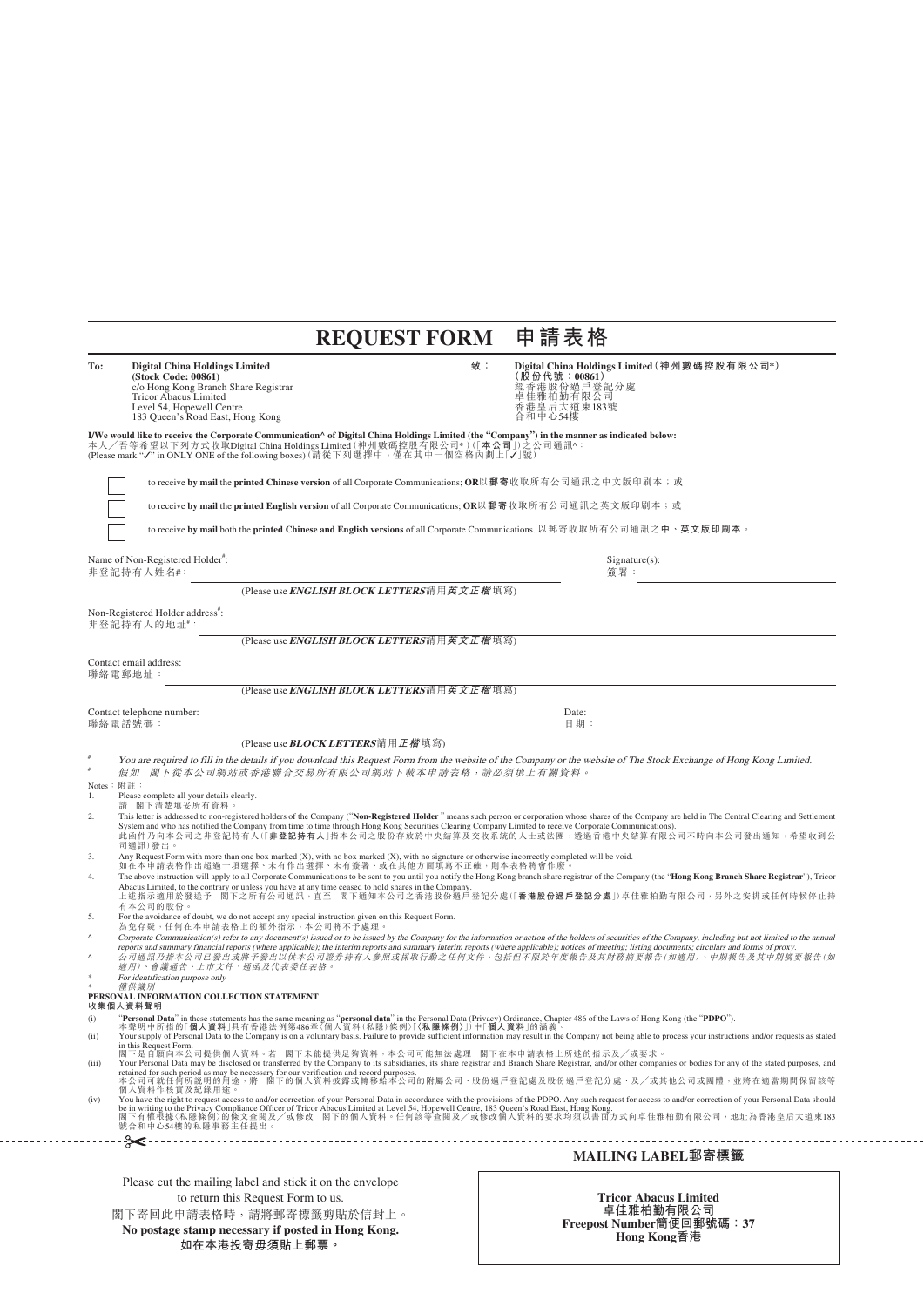# REQUEST FORM 申請表格

**To:** **Digital China Holdings Limited**
**(Stock Code: 00861)**
c/o Hong Kong Branch Share Registrar
Tricor Abacus Limited
Level 54, Hopewell Centre
183 Queen's Road East, Hong Kong

**致：** **Digital China Holdings Limited（神州數碼控股有限公司*）**
**（股份代號：00861）**
經香港股份過戶登記分處
卓佳雅柏勤有限公司
香港皇后大道東183號
合和中心54樓

**I/We would like to receive the Corporate Communication^ of Digital China Holdings Limited (the "Company") in the manner as indicated below:**
本人／吾等希望以下列方式收取Digital China Holdings Limited（神州數碼控股有限公司*）（「**本公司**」）之公司通訊^：
(Please mark "✓" in ONLY ONE of the following boxes)（請從下列選擇中，僅在其中一個空格內劃上「✓」號）

☐ to receive **by mail** the **printed Chinese version** of all Corporate Communications; **OR**以**郵寄**收取所有公司通訊之中文版印刷本；或

☐ to receive **by mail** the **printed English version** of all Corporate Communications; **OR**以**郵寄**收取所有公司通訊之英文版印刷本；或

☐ to receive **by mail** both the **printed Chinese and English versions** of all Corporate Communications. 以郵寄收取所有公司通訊之**中、英文版印刷本**。

Name of Non-Registered Holder#:
非登記持有人姓名#: ______________________
(Please use *ENGLISH BLOCK LETTERS*請用*英文正楷*填寫)

Signature(s):
簽署：______________________

Non-Registered Holder address#:
非登記持有人的地址#：______________________
(Please use *ENGLISH BLOCK LETTERS*請用*英文正楷*填寫)

Contact email address:
聯絡電郵地址：______________________
(Please use *ENGLISH BLOCK LETTERS*請用*英文正楷*填寫)

Contact telephone number:
聯絡電話號碼：______________________
(Please use *BLOCK LETTERS*請用*正楷*填寫)

Date:
日期：______________________

# *You are required to fill in the details if you download this Request Form from the website of the Company or the website of The Stock Exchange of Hong Kong Limited.*
# *假如 閣下從本公司網站或香港聯合交易所有限公司網站下載本申請表格，請必須填上有關資料。*

Notes：附註：

1. Please complete all your details clearly.
   請 閣下清楚填妥所有資料。
2. This letter is addressed to non-registered holders of the Company ("**Non-Registered Holder**" means such person or corporation whose shares of the Company are held in The Central Clearing and Settlement System and who has notified the Company from time to time through Hong Kong Securities Clearing Company Limited to receive Corporate Communications).
   此函件乃向本公司之非登記持有人(「**非登記持有人**」指本公司之股份存放於中央結算及交收系統的人士或法團，透過香港中央結算有限公司不時向本公司發出通知，希望收到公司通訊)發出。
3. Any Request Form with more than one box marked (X), with no box marked (X), with no signature or otherwise incorrectly completed will be void.
   如在本申請表格作出超過一項選擇、未有作出選擇、未有簽署、或在其他方面填寫不正確，則本表格將會作廢。
4. The above instruction will apply to all Corporate Communications to be sent to you until you notify the Hong Kong branch share registrar of the Company (the "**Hong Kong Branch Share Registrar**"), Tricor Abacus Limited, to the contrary or unless you have at any time ceased to hold shares in the Company.
   上述指示適用於發送予 閣下之所有公司通訊，直至 閣下通知本公司之香港股份過戶登記分處(「**香港股份過戶登記分處**」)卓佳雅柏勤有限公司，另外之安排或任何時候停止持有本公司的股份。
5. For the avoidance of doubt, we do not accept any special instruction given on this Request Form.
   為免存疑，任何在本申請表格上的額外指示，本公司將不予處理。

^ *Corporate Communication(s) refer to any document(s) issued or to be issued by the Company for the information or action of the holders of securities of the Company, including but not limited to the annual reports and summary financial reports (where applicable); the interim reports and summary interim reports (where applicable); notices of meeting; listing documents; circulars and forms of proxy.*
^ *公司通訊乃指本公司已發出或將予發出以供本公司證券持有人參照或採取行動之任何文件，包括但不限於年度報告及其財務摘要報告(如適用)、中期報告及其中期摘要報告(如適用)、會議通告、上市文件、通函及代表委任表格。*
* *For identification purpose only*
* *僅供識別*

**PERSONAL INFORMATION COLLECTION STATEMENT**
**收集個人資料聲明**

(i) "**Personal Data**" in these statements has the same meaning as "**personal data**" in the Personal Data (Privacy) Ordinance, Chapter 486 of the Laws of Hong Kong (the "**PDPO**").
本聲明中所指的「**個人資料**」具有香港法例第486章《個人資料(私隱)條例》(「**私隱條例**」)中「**個人資料**」的涵義。
(ii) Your supply of Personal Data to the Company is on a voluntary basis. Failure to provide sufficient information may result in the Company not being able to process your instructions and/or requests as stated in this Request Form.
閣下是自願向本公司提供個人資料。若 閣下未能提供足夠資料，本公司可能無法處理 閣下在本申請表格上所述的指示及／或要求。
(iii) Your Personal Data may be disclosed or transferred by the Company to its subsidiaries, its share registrar and Branch Share Registrar, and/or other companies or bodies for any of the stated purposes, and retained for such period as may be necessary for our verification and record purposes.
本公司可就任何所說明的用途，將 閣下的個人資料披露或轉移給本公司的附屬公司、股份過戶登記處及股份過戶登記分處、及／或其他公司或團體，並將在適當期間保留該等個人資料作核實及紀錄用途。
(iv) You have the right to request access to and/or correction of your Personal Data in accordance with the provisions of the PDPO. Any such request for access to and/or correction of your Personal Data should be in writing to the Privacy Compliance Officer of Tricor Abacus Limited at Level 54, Hopewell Centre, 183 Queen's Road East, Hong Kong.
閣下有權根據《私隱條例》的條文查閱及／或修改 閣下的個人資料。任何該等查閱及／或修改個人資料的要求均須以書面方式向卓佳雅柏勤有限公司，地址為香港皇后大道東183號合和中心54樓的私隱事務主任提出。

✂ - - - - - - - - - - - - - - - - - - - - - - - - - - - - - - - - - - - - - - - -

Please cut the mailing label and stick it on the envelope to return this Request Form to us.
閣下寄回此申請表格時，請將郵寄標籤剪貼於信封上。
**No postage stamp necessary if posted in Hong Kong.**
**如在本港投寄毋須貼上郵票。**

**MAILING LABEL郵寄標籤**

**Tricor Abacus Limited**
**卓佳雅柏勤有限公司**
**Freepost Number簡便回郵號碼：37**
**Hong Kong香港**